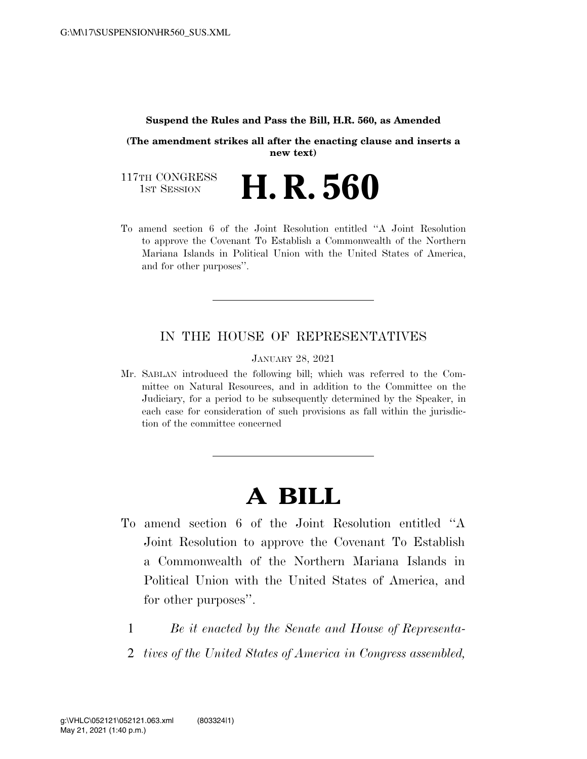**Suspend the Rules and Pass the Bill, H.R. 560, as Amended**

**(The amendment strikes all after the enacting clause and inserts a new text)**

117TH CONGRESS
1ST SESSION

# H. R. 560

To amend section 6 of the Joint Resolution entitled "A Joint Resolution to approve the Covenant To Establish a Commonwealth of the Northern Mariana Islands in Political Union with the United States of America, and for other purposes".

---

IN THE HOUSE OF REPRESENTATIVES

JANUARY 28, 2021

Mr. SABLAN introduced the following bill; which was referred to the Committee on Natural Resources, and in addition to the Committee on the Judiciary, for a period to be subsequently determined by the Speaker, in each case for consideration of such provisions as fall within the jurisdiction of the committee concerned

---

# A BILL

To amend section 6 of the Joint Resolution entitled "A Joint Resolution to approve the Covenant To Establish a Commonwealth of the Northern Mariana Islands in Political Union with the United States of America, and for other purposes".

1 *Be it enacted by the Senate and House of Representa-*
2 *tives of the United States of America in Congress assembled,*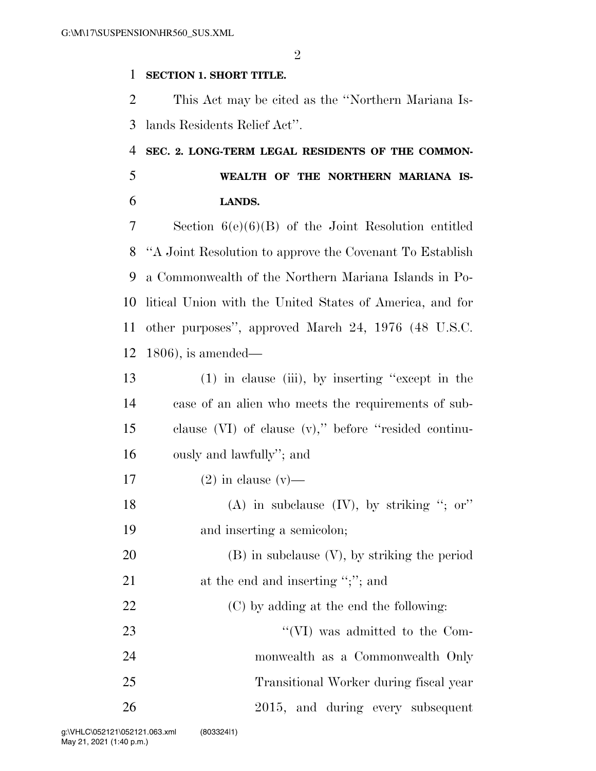**SECTION 1. SHORT TITLE.**

This Act may be cited as the ''Northern Mariana Islands Residents Relief Act''.

**SEC. 2. LONG-TERM LEGAL RESIDENTS OF THE COMMONWEALTH OF THE NORTHERN MARIANA ISLANDS.**

Section 6(e)(6)(B) of the Joint Resolution entitled ''A Joint Resolution to approve the Covenant To Establish a Commonwealth of the Northern Mariana Islands in Political Union with the United States of America, and for other purposes'', approved March 24, 1976 (48 U.S.C. 1806), is amended—

(1) in clause (iii), by inserting ''except in the case of an alien who meets the requirements of subclause (VI) of clause (v),'' before ''resided continuously and lawfully''; and

(2) in clause (v)—

(A) in subclause (IV), by striking ''; or'' and inserting a semicolon;

(B) in subclause (V), by striking the period at the end and inserting '';''; and

(C) by adding at the end the following:

''(VI) was admitted to the Commonwealth as a Commonwealth Only Transitional Worker during fiscal year 2015, and during every subsequent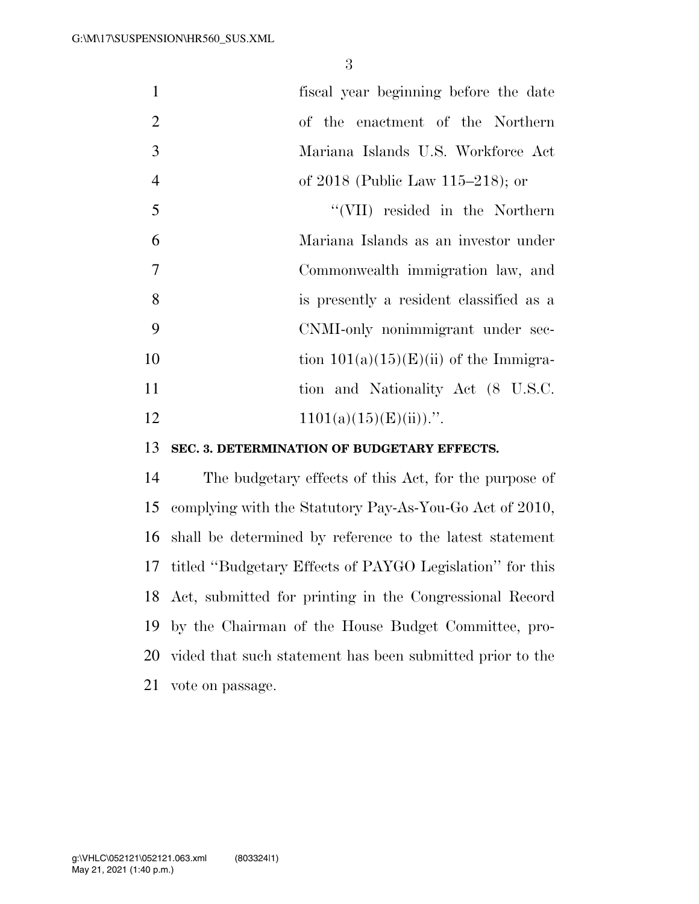fiscal year beginning before the date of the enactment of the Northern Mariana Islands U.S. Workforce Act of 2018 (Public Law 115–218); or

"(VII) resided in the Northern Mariana Islands as an investor under Commonwealth immigration law, and is presently a resident classified as a CNMI-only nonimmigrant under section 101(a)(15)(E)(ii) of the Immigration and Nationality Act (8 U.S.C. 1101(a)(15)(E)(ii)).".

**SEC. 3. DETERMINATION OF BUDGETARY EFFECTS.**

The budgetary effects of this Act, for the purpose of complying with the Statutory Pay-As-You-Go Act of 2010, shall be determined by reference to the latest statement titled "Budgetary Effects of PAYGO Legislation" for this Act, submitted for printing in the Congressional Record by the Chairman of the House Budget Committee, provided that such statement has been submitted prior to the vote on passage.